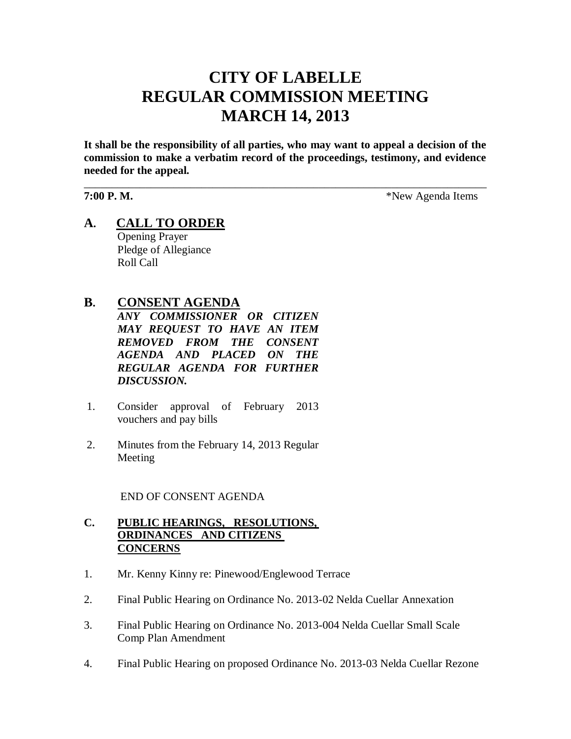# CITY OF LABELLE
# REGULAR COMMISSION MEETING
# MARCH 14, 2013

**It shall be the responsibility of all parties, who may want to appeal a decision of the commission to make a verbatim record of the proceedings, testimony, and evidence needed for the appeal.**

---

**7:00 P. M.** *New Agenda Items

## A. CALL TO ORDER

Opening Prayer
Pledge of Allegiance
Roll Call

## B. CONSENT AGENDA

***ANY COMMISSIONER OR CITIZEN MAY REQUEST TO HAVE AN ITEM REMOVED FROM THE CONSENT AGENDA AND PLACED ON THE REGULAR AGENDA FOR FURTHER DISCUSSION.***

1. Consider approval of February 2013 vouchers and pay bills
2. Minutes from the February 14, 2013 Regular Meeting

END OF CONSENT AGENDA

## C. PUBLIC HEARINGS, RESOLUTIONS, ORDINANCES AND CITIZENS CONCERNS

1. Mr. Kenny Kinny re: Pinewood/Englewood Terrace
2. Final Public Hearing on Ordinance No. 2013-02 Nelda Cuellar Annexation
3. Final Public Hearing on Ordinance No. 2013-004 Nelda Cuellar Small Scale Comp Plan Amendment
4. Final Public Hearing on proposed Ordinance No. 2013-03 Nelda Cuellar Rezone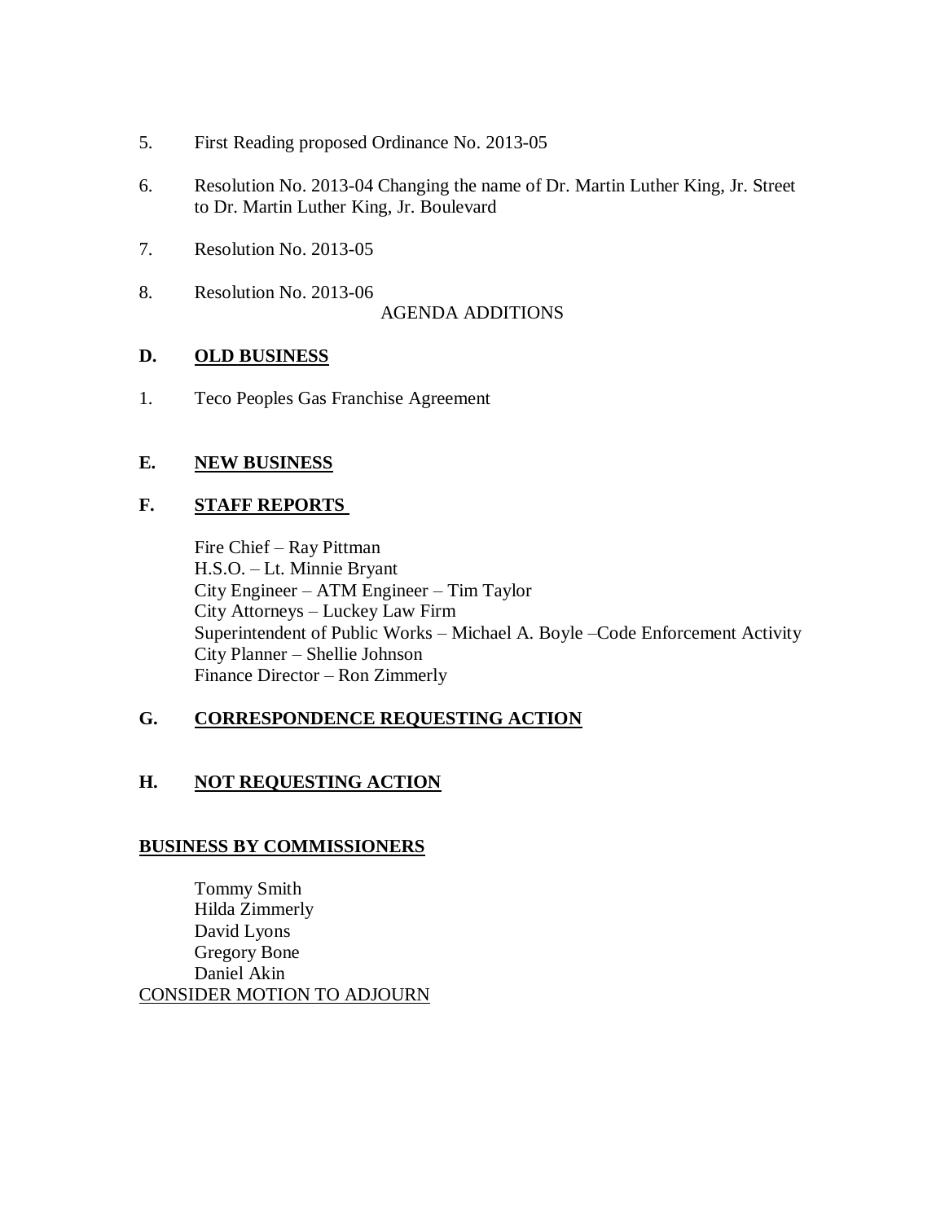5. First Reading proposed Ordinance No. 2013-05

6. Resolution No. 2013-04 Changing the name of Dr. Martin Luther King, Jr. Street to Dr. Martin Luther King, Jr. Boulevard

7. Resolution No. 2013-05

8. Resolution No. 2013-06

AGENDA ADDITIONS

## D. <u>OLD BUSINESS</u>

1. Teco Peoples Gas Franchise Agreement

## E. <u>NEW BUSINESS</u>

## F. <u>STAFF REPORTS</u>

Fire Chief – Ray Pittman
H.S.O. – Lt. Minnie Bryant
City Engineer – ATM Engineer – Tim Taylor
City Attorneys – Luckey Law Firm
Superintendent of Public Works – Michael A. Boyle –Code Enforcement Activity
City Planner – Shellie Johnson
Finance Director – Ron Zimmerly

## G. <u>CORRESPONDENCE REQUESTING ACTION</u>

## H. <u>NOT REQUESTING ACTION</u>

## <u>BUSINESS BY COMMISSIONERS</u>

Tommy Smith
Hilda Zimmerly
David Lyons
Gregory Bone
Daniel Akin

<u>CONSIDER MOTION TO ADJOURN</u>